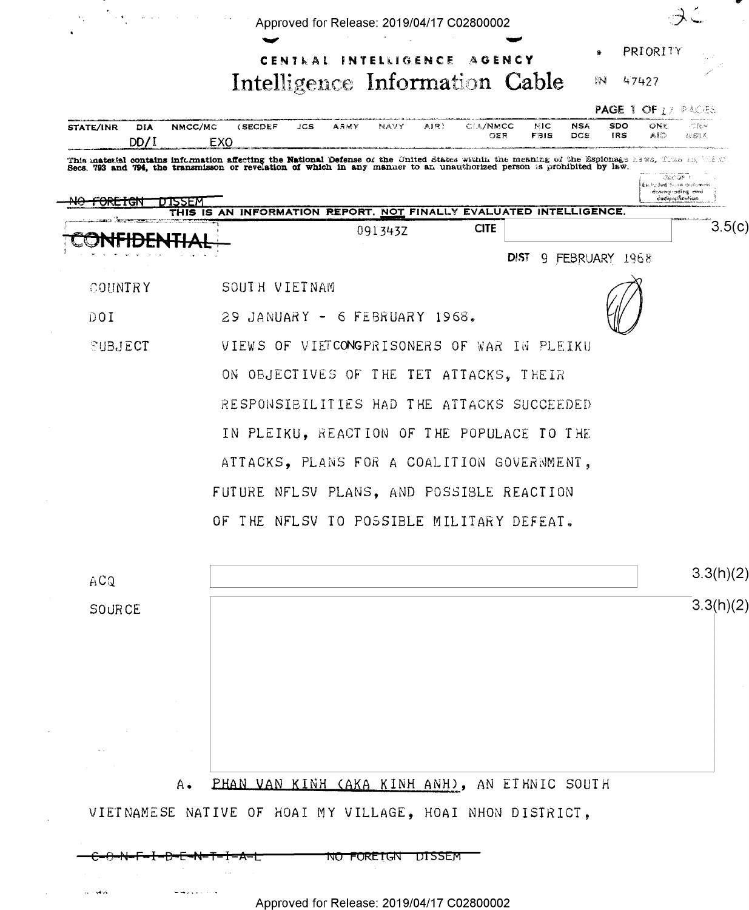Approved for Release: 2019/04/17 C02800002

CENTRAL INTELLIGENCE AGENCY

# Intelligence Information Cable

PRIORITY

IN 47427

| STATE/INR | DIA | NMCC/MC | (SECDEF | JCS | ARMY | NAVY | AIR) | CIA/NMCC | NIC | NSA | SDO | ONE | CRS |
|---|---|---|---|---|---|---|---|---|---|---|---|---|---|
| | DD/I | EXO | | | | | | OER | FBIS | DCS | IRS | AID | USIA |

This material contains information affecting the National Defense of the United States within the meaning of the Espionage Laws, Title 18, U.S.C. Secs. 793 and 794, the transmisson or revelation of which in any manner to an unauthorized person is prohibited by law.

~~NO FOREIGN DISSEM~~

THIS IS AN INFORMATION REPORT, NOT FINALLY EVALUATED INTELLIGENCE.

~~CONFIDENTIAL~~

091343Z CITE [ ] 3.5(c)

DIST 9 FEBRUARY 1968

COUNTRY SOUTH VIETNAM

DOI 29 JANUARY - 6 FEBRUARY 1968.

SUBJECT VIEWS OF VIETCONG PRISONERS OF WAR IN PLEIKU ON OBJECTIVES OF THE TET ATTACKS, THEIR RESPONSIBILITIES HAD THE ATTACKS SUCCEEDED IN PLEIKU, REACTION OF THE POPULACE TO THE ATTACKS, PLANS FOR A COALITION GOVERNMENT, FUTURE NFLSV PLANS, AND POSSIBLE REACTION OF THE NFLSV TO POSSIBLE MILITARY DEFEAT.

ACQ [ ] 3.3(h)(2)

SOURCE [ ] 3.3(h)(2)

A. PHAN VAN KINH (AKA KINH ANH), AN ETHNIC SOUTH VIETNAMESE NATIVE OF HOAI MY VILLAGE, HOAI NHON DISTRICT,

~~C-O-N-F-I-D-E-N-T-I-A-L~~ ~~NO FOREIGN DISSEM~~

Approved for Release: 2019/04/17 C02800002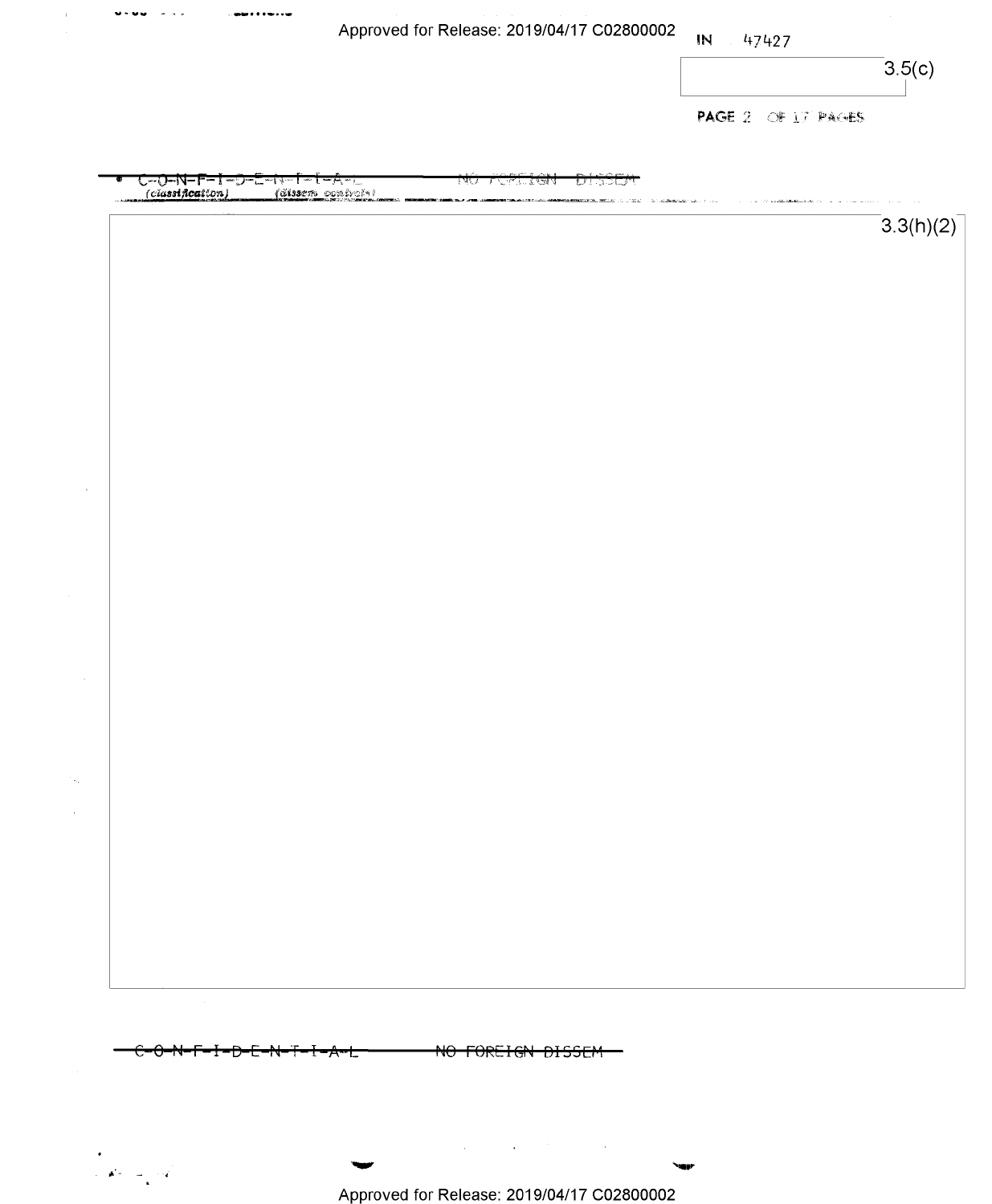IN 47427

3.5(c)

C-O-N-F-I-D-E-N-T-I-A-L NO FOREIGN DISSEM
(classification) (dissem controls)

3.3(h)(2)

C-O-N-F-I-D-E-N-T-I-A-L NO FOREIGN DISSEM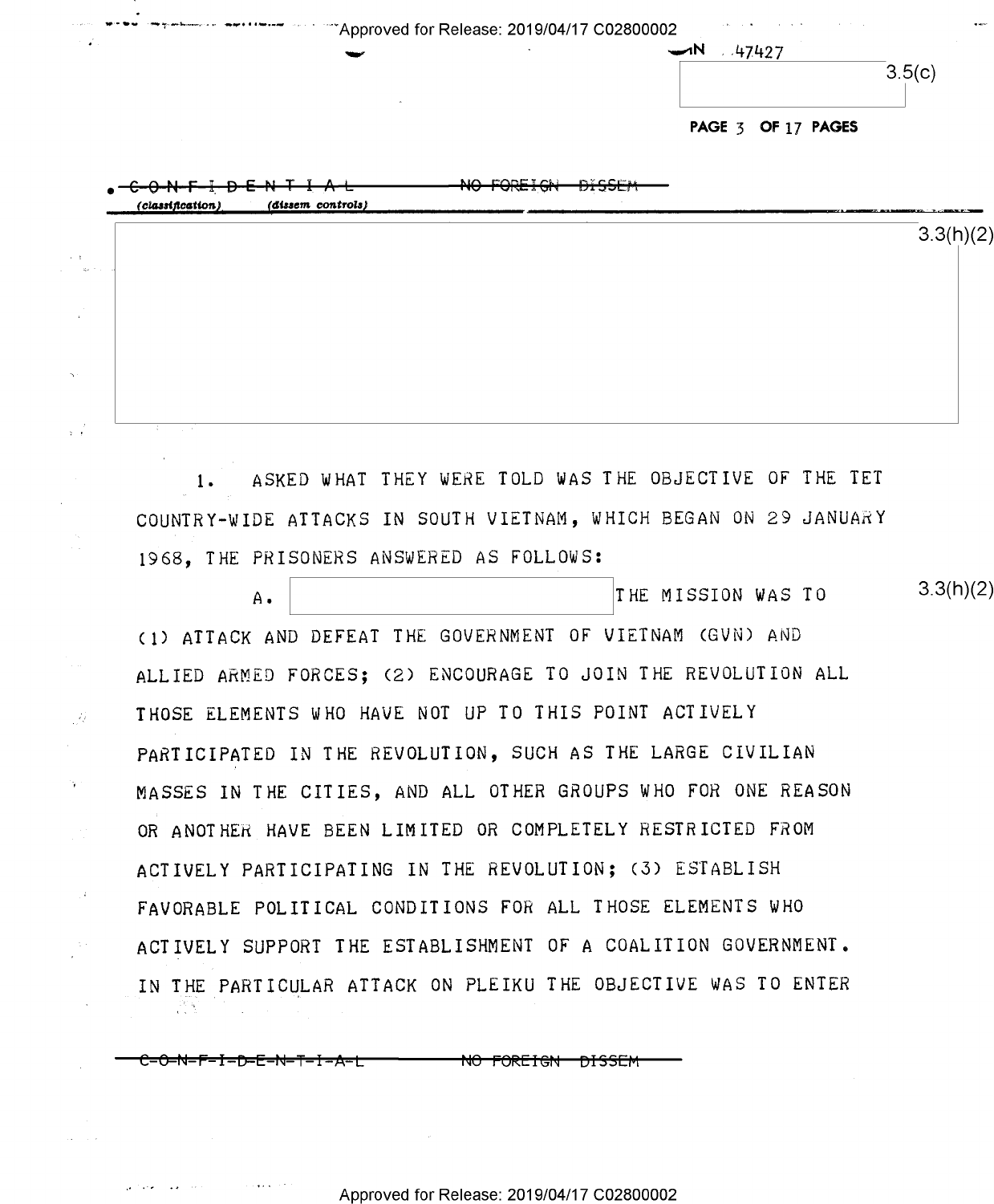1. ASKED WHAT THEY WERE TOLD WAS THE OBJECTIVE OF THE TET COUNTRY-WIDE ATTACKS IN SOUTH VIETNAM, WHICH BEGAN ON 29 JANUARY 1968, THE PRISONERS ANSWERED AS FOLLOWS:

A. [3.3(h)(2)] THE MISSION WAS TO (1) ATTACK AND DEFEAT THE GOVERNMENT OF VIETNAM (GVN) AND ALLIED ARMED FORCES; (2) ENCOURAGE TO JOIN THE REVOLUTION ALL THOSE ELEMENTS WHO HAVE NOT UP TO THIS POINT ACTIVELY PARTICIPATED IN THE REVOLUTION, SUCH AS THE LARGE CIVILIAN MASSES IN THE CITIES, AND ALL OTHER GROUPS WHO FOR ONE REASON OR ANOTHER HAVE BEEN LIMITED OR COMPLETELY RESTRICTED FROM ACTIVELY PARTICIPATING IN THE REVOLUTION; (3) ESTABLISH FAVORABLE POLITICAL CONDITIONS FOR ALL THOSE ELEMENTS WHO ACTIVELY SUPPORT THE ESTABLISHMENT OF A COALITION GOVERNMENT. IN THE PARTICULAR ATTACK ON PLEIKU THE OBJECTIVE WAS TO ENTER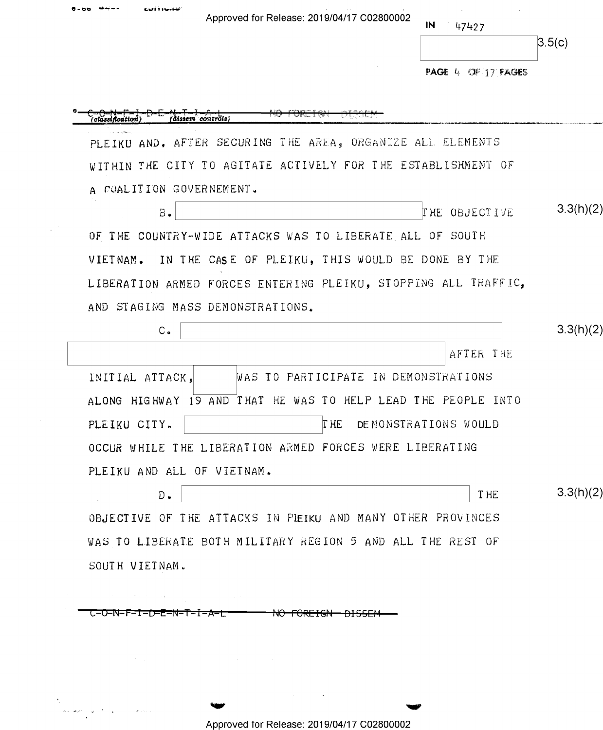PLEIKU AND, AFTER SECURING THE AREA, ORGANIZE ALL ELEMENTS WITHIN THE CITY TO AGITATE ACTIVELY FOR THE ESTABLISHMENT OF A COALITION GOVERNEMENT.

B. [redacted] THE OBJECTIVE OF THE COUNTRY-WIDE ATTACKS WAS TO LIBERATE ALL OF SOUTH VIETNAM. IN THE CASE OF PLEIKU, THIS WOULD BE DONE BY THE LIBERATION ARMED FORCES ENTERING PLEIKU, STOPPING ALL TRAFFIC, AND STAGING MASS DEMONSTRATIONS. 3.3(h)(2)

C. [redacted] AFTER THE INITIAL ATTACK, [redacted] WAS TO PARTICIPATE IN DEMONSTRATIONS ALONG HIGHWAY 19 AND THAT HE WAS TO HELP LEAD THE PEOPLE INTO PLEIKU CITY. [redacted] THE DEMONSTRATIONS WOULD OCCUR WHILE THE LIBERATION ARMED FORCES WERE LIBERATING PLEIKU AND ALL OF VIETNAM. 3.3(h)(2)

D. [redacted] THE OBJECTIVE OF THE ATTACKS IN PLEIKU AND MANY OTHER PROVINCES WAS TO LIBERATE BOTH MILITARY REGION 5 AND ALL THE REST OF SOUTH VIETNAM. 3.3(h)(2)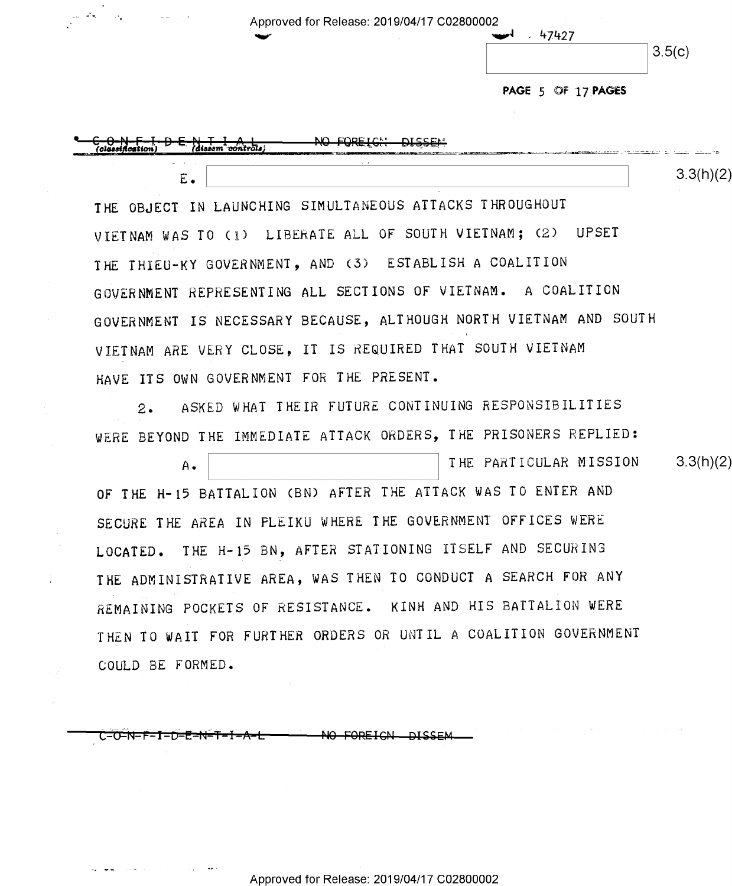E. [redacted] 3.3(h)(2)

THE OBJECT IN LAUNCHING SIMULTANEOUS ATTACKS THROUGHOUT VIETNAM WAS TO (1) LIBERATE ALL OF SOUTH VIETNAM; (2) UPSET THE THIEU-KY GOVERNMENT, AND (3) ESTABLISH A COALITION GOVERNMENT REPRESENTING ALL SECTIONS OF VIETNAM. A COALITION GOVERNMENT IS NECESSARY BECAUSE, ALTHOUGH NORTH VIETNAM AND SOUTH VIETNAM ARE VERY CLOSE, IT IS REQUIRED THAT SOUTH VIETNAM HAVE ITS OWN GOVERNMENT FOR THE PRESENT.

2. ASKED WHAT THEIR FUTURE CONTINUING RESPONSIBILITIES WERE BEYOND THE IMMEDIATE ATTACK ORDERS, THE PRISONERS REPLIED:

A. [redacted] THE PARTICULAR MISSION 3.3(h)(2) OF THE H-15 BATTALION (BN) AFTER THE ATTACK WAS TO ENTER AND SECURE THE AREA IN PLEIKU WHERE THE GOVERNMENT OFFICES WERE LOCATED. THE H-15 BN, AFTER STATIONING ITSELF AND SECURING THE ADMINISTRATIVE AREA, WAS THEN TO CONDUCT A SEARCH FOR ANY REMAINING POCKETS OF RESISTANCE. KINH AND HIS BATTALION WERE THEN TO WAIT FOR FURTHER ORDERS OR UNTIL A COALITION GOVERNMENT COULD BE FORMED.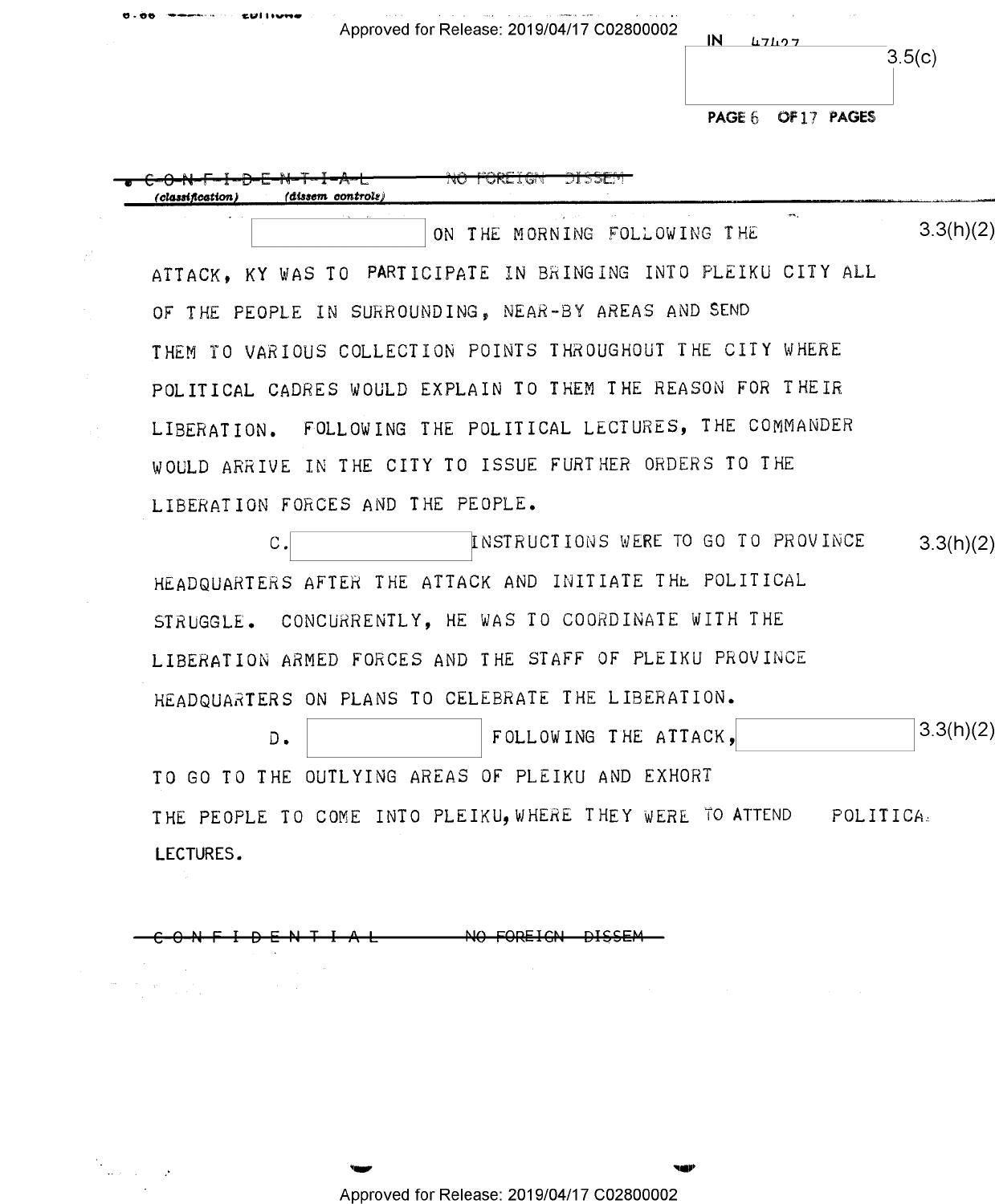IN 47427

3.5(c)

~~C-O-N-F-I-D-E-N-T-I-A-L~~ ~~NO FOREIGN DISSEM~~
*(classification)* *(dissem controls)*

[REDACTED] ON THE MORNING FOLLOWING THE ATTACK, KY WAS TO PARTICIPATE IN BRINGING INTO PLEIKU CITY ALL OF THE PEOPLE IN SURROUNDING, NEAR-BY AREAS AND SEND THEM TO VARIOUS COLLECTION POINTS THROUGHOUT THE CITY WHERE POLITICAL CADRES WOULD EXPLAIN TO THEM THE REASON FOR THEIR LIBERATION. FOLLOWING THE POLITICAL LECTURES, THE COMMANDER WOULD ARRIVE IN THE CITY TO ISSUE FURTHER ORDERS TO THE LIBERATION FORCES AND THE PEOPLE. 3.3(h)(2)

C. [REDACTED] INSTRUCTIONS WERE TO GO TO PROVINCE HEADQUARTERS AFTER THE ATTACK AND INITIATE THE POLITICAL STRUGGLE. CONCURRENTLY, HE WAS TO COORDINATE WITH THE LIBERATION ARMED FORCES AND THE STAFF OF PLEIKU PROVINCE HEADQUARTERS ON PLANS TO CELEBRATE THE LIBERATION. 3.3(h)(2)

D. [REDACTED] FOLLOWING THE ATTACK, [REDACTED] TO GO TO THE OUTLYING AREAS OF PLEIKU AND EXHORT THE PEOPLE TO COME INTO PLEIKU, WHERE THEY WERE TO ATTEND POLITICAL LECTURES. 3.3(h)(2)

~~C-O-N-F-I-D-E-N-T-I-A-L~~ ~~NO FOREIGN DISSEM~~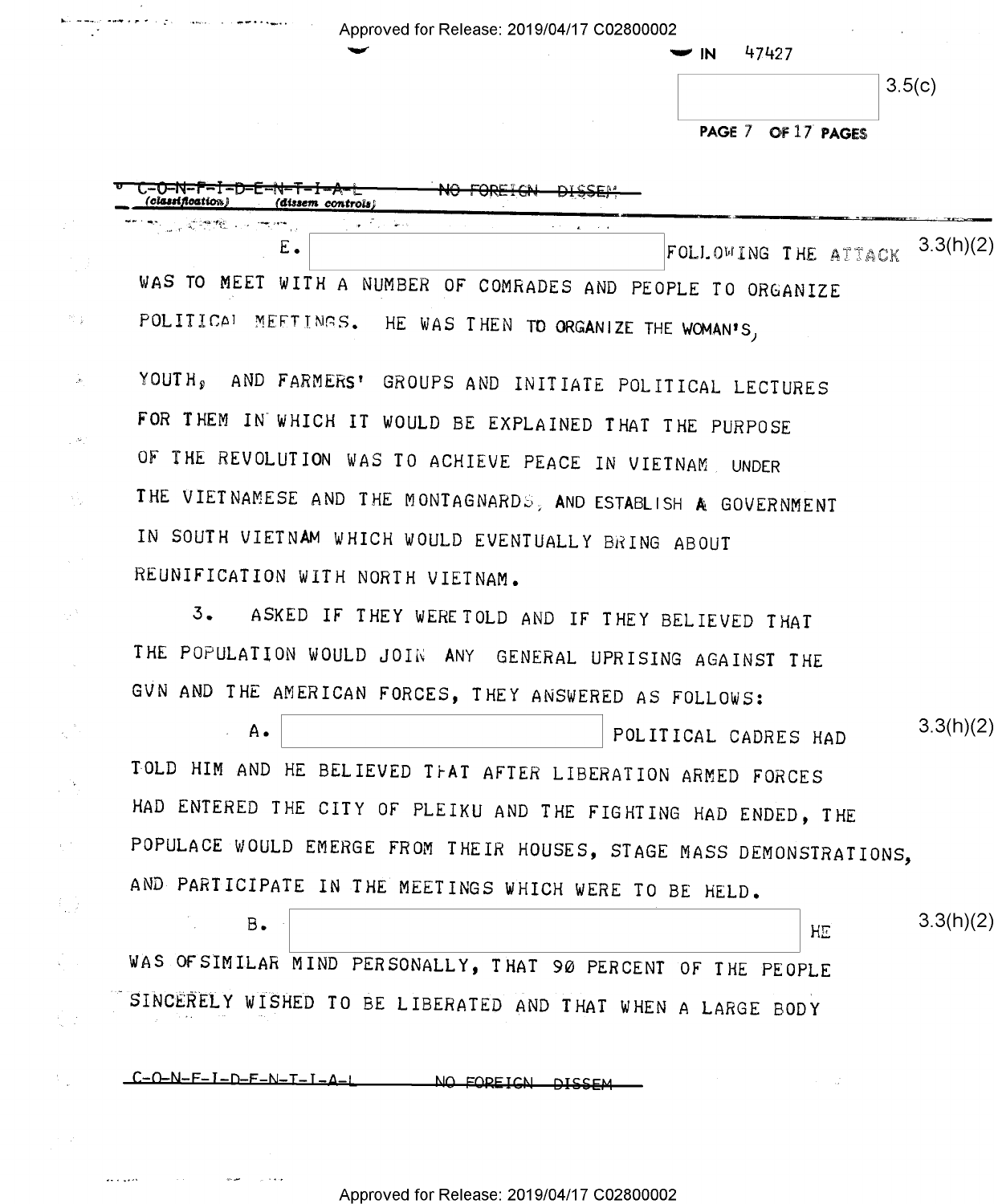IN 47427

3.5(c)

C-O-N-F-I-D-E-N-T-I-A-L NO FOREIGN DISSEM
(classification) (dissem controls)

E. [redacted] FOLLOWING THE ATTACK WAS TO MEET WITH A NUMBER OF COMRADES AND PEOPLE TO ORGANIZE POLITICAL MEETINGS. HE WAS THEN TO ORGANIZE THE WOMAN'S, YOUTH, AND FARMERS' GROUPS AND INITIATE POLITICAL LECTURES FOR THEM IN WHICH IT WOULD BE EXPLAINED THAT THE PURPOSE OF THE REVOLUTION WAS TO ACHIEVE PEACE IN VIETNAM UNDER THE VIETNAMESE AND THE MONTAGNARDS, AND ESTABLISH A GOVERNMENT IN SOUTH VIETNAM WHICH WOULD EVENTUALLY BRING ABOUT REUNIFICATION WITH NORTH VIETNAM. 3.3(h)(2)

3. ASKED IF THEY WERE TOLD AND IF THEY BELIEVED THAT THE POPULATION WOULD JOIN ANY GENERAL UPRISING AGAINST THE GVN AND THE AMERICAN FORCES, THEY ANSWERED AS FOLLOWS:

A. [redacted] POLITICAL CADRES HAD TOLD HIM AND HE BELIEVED THAT AFTER LIBERATION ARMED FORCES HAD ENTERED THE CITY OF PLEIKU AND THE FIGHTING HAD ENDED, THE POPULACE WOULD EMERGE FROM THEIR HOUSES, STAGE MASS DEMONSTRATIONS, AND PARTICIPATE IN THE MEETINGS WHICH WERE TO BE HELD. 3.3(h)(2)

B. [redacted] HE WAS OF SIMILAR MIND PERSONALLY, THAT 90 PERCENT OF THE PEOPLE SINCERELY WISHED TO BE LIBERATED AND THAT WHEN A LARGE BODY 3.3(h)(2)

C-O-N-F-I-D-E-N-T-I-A-L NO FOREIGN DISSEM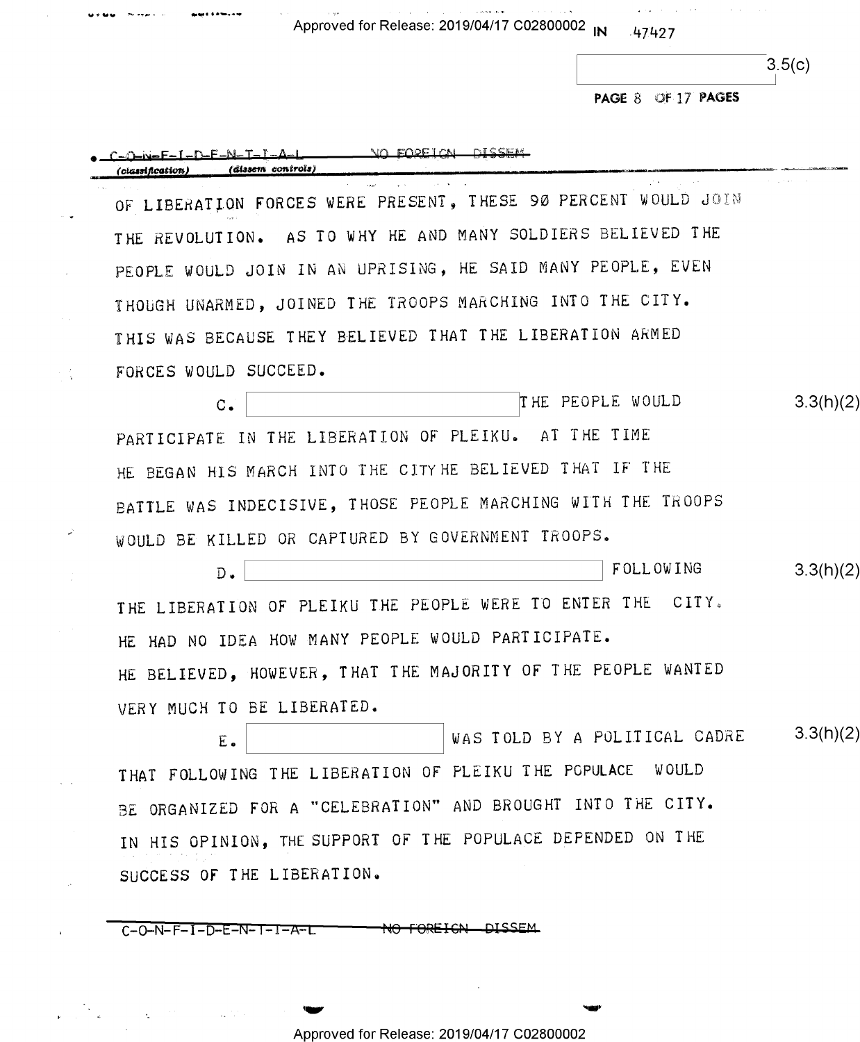C-O-N-F-I-D-E-N-T-I-A-L NO FOREIGN DISSEM
(classification) (dissem controls)

OF LIBERATION FORCES WERE PRESENT, THESE 90 PERCENT WOULD JOIN THE REVOLUTION. AS TO WHY HE AND MANY SOLDIERS BELIEVED THE PEOPLE WOULD JOIN IN AN UPRISING, HE SAID MANY PEOPLE, EVEN THOUGH UNARMED, JOINED THE TROOPS MARCHING INTO THE CITY. THIS WAS BECAUSE THEY BELIEVED THAT THE LIBERATION ARMED FORCES WOULD SUCCEED.

C. [ ] THE PEOPLE WOULD PARTICIPATE IN THE LIBERATION OF PLEIKU. AT THE TIME HE BEGAN HIS MARCH INTO THE CITY HE BELIEVED THAT IF THE BATTLE WAS INDECISIVE, THOSE PEOPLE MARCHING WITH THE TROOPS WOULD BE KILLED OR CAPTURED BY GOVERNMENT TROOPS. 3.3(h)(2)

D. [ ] FOLLOWING THE LIBERATION OF PLEIKU THE PEOPLE WERE TO ENTER THE CITY. HE HAD NO IDEA HOW MANY PEOPLE WOULD PARTICIPATE. HE BELIEVED, HOWEVER, THAT THE MAJORITY OF THE PEOPLE WANTED VERY MUCH TO BE LIBERATED. 3.3(h)(2)

E. [ ] WAS TOLD BY A POLITICAL CADRE THAT FOLLOWING THE LIBERATION OF PLEIKU THE POPULACE WOULD BE ORGANIZED FOR A "CELEBRATION" AND BROUGHT INTO THE CITY. IN HIS OPINION, THE SUPPORT OF THE POPULACE DEPENDED ON THE SUCCESS OF THE LIBERATION. 3.3(h)(2)

C-O-N-F-I-D-E-N-T-I-A-L NO FOREIGN DISSEM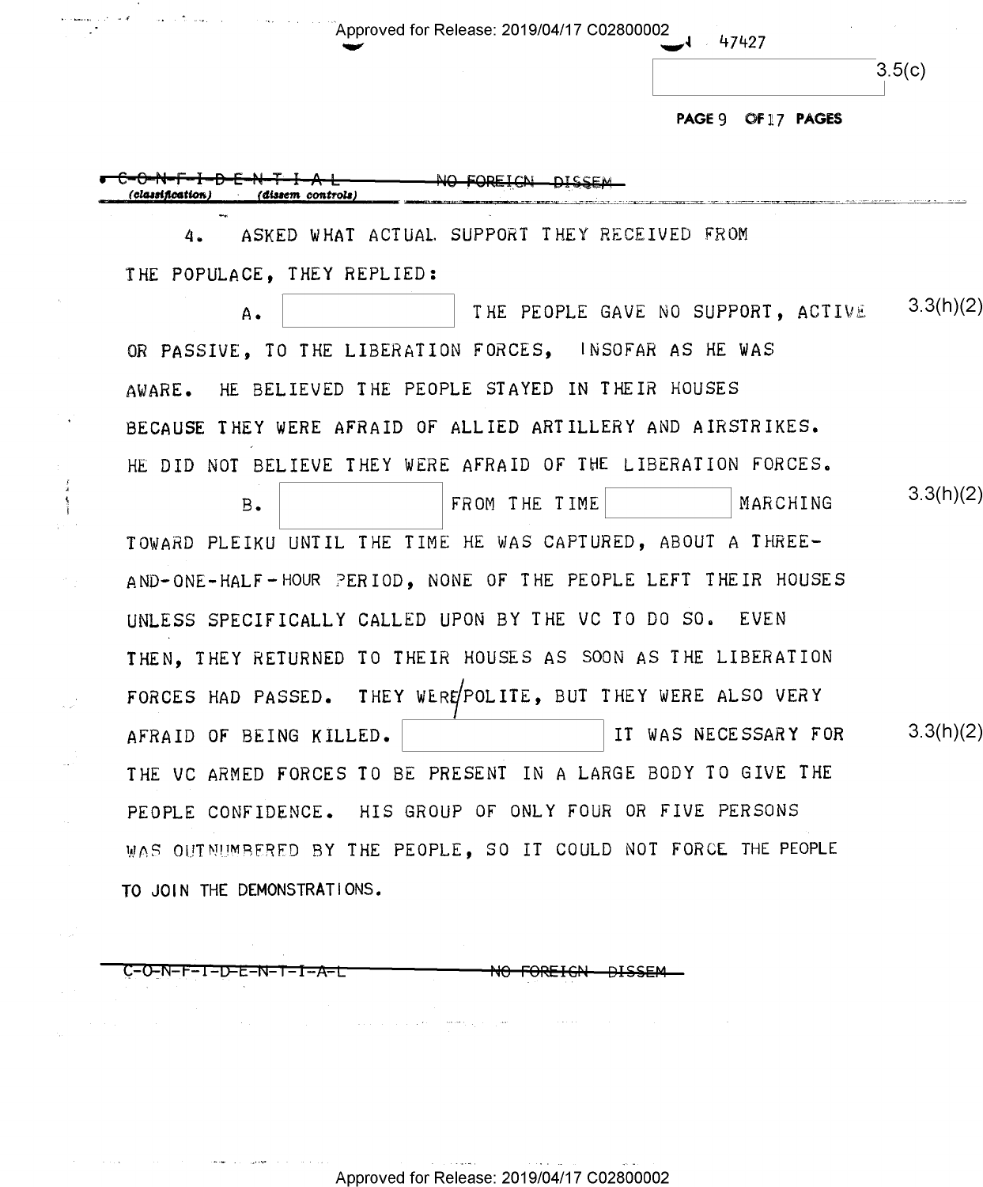C-O-N-F-I-D-E-N-T-I-A-L NO FOREIGN DISSEM
(classification) (dissem controls)

4. ASKED WHAT ACTUAL SUPPORT THEY RECEIVED FROM THE POPULACE, THEY REPLIED:

A. [ ] THE PEOPLE GAVE NO SUPPORT, ACTIVE OR PASSIVE, TO THE LIBERATION FORCES, INSOFAR AS HE WAS AWARE. HE BELIEVED THE PEOPLE STAYED IN THEIR HOUSES BECAUSE THEY WERE AFRAID OF ALLIED ARTILLERY AND AIRSTRIKES. HE DID NOT BELIEVE THEY WERE AFRAID OF THE LIBERATION FORCES. 3.3(h)(2)

B. [ ] FROM THE TIME [ ] MARCHING TOWARD PLEIKU UNTIL THE TIME HE WAS CAPTURED, ABOUT A THREE-AND-ONE-HALF-HOUR PERIOD, NONE OF THE PEOPLE LEFT THEIR HOUSES UNLESS SPECIFICALLY CALLED UPON BY THE VC TO DO SO. EVEN THEN, THEY RETURNED TO THEIR HOUSES AS SOON AS THE LIBERATION FORCES HAD PASSED. THEY WERE POLITE, BUT THEY WERE ALSO VERY AFRAID OF BEING KILLED. [ ] IT WAS NECESSARY FOR THE VC ARMED FORCES TO BE PRESENT IN A LARGE BODY TO GIVE THE PEOPLE CONFIDENCE. HIS GROUP OF ONLY FOUR OR FIVE PERSONS WAS OUTNUMBERED BY THE PEOPLE, SO IT COULD NOT FORCE THE PEOPLE TO JOIN THE DEMONSTRATIONS. 3.3(h)(2) 3.3(h)(2)

C-O-N-F-I-D-E-N-T-I-A-L NO FOREIGN DISSEM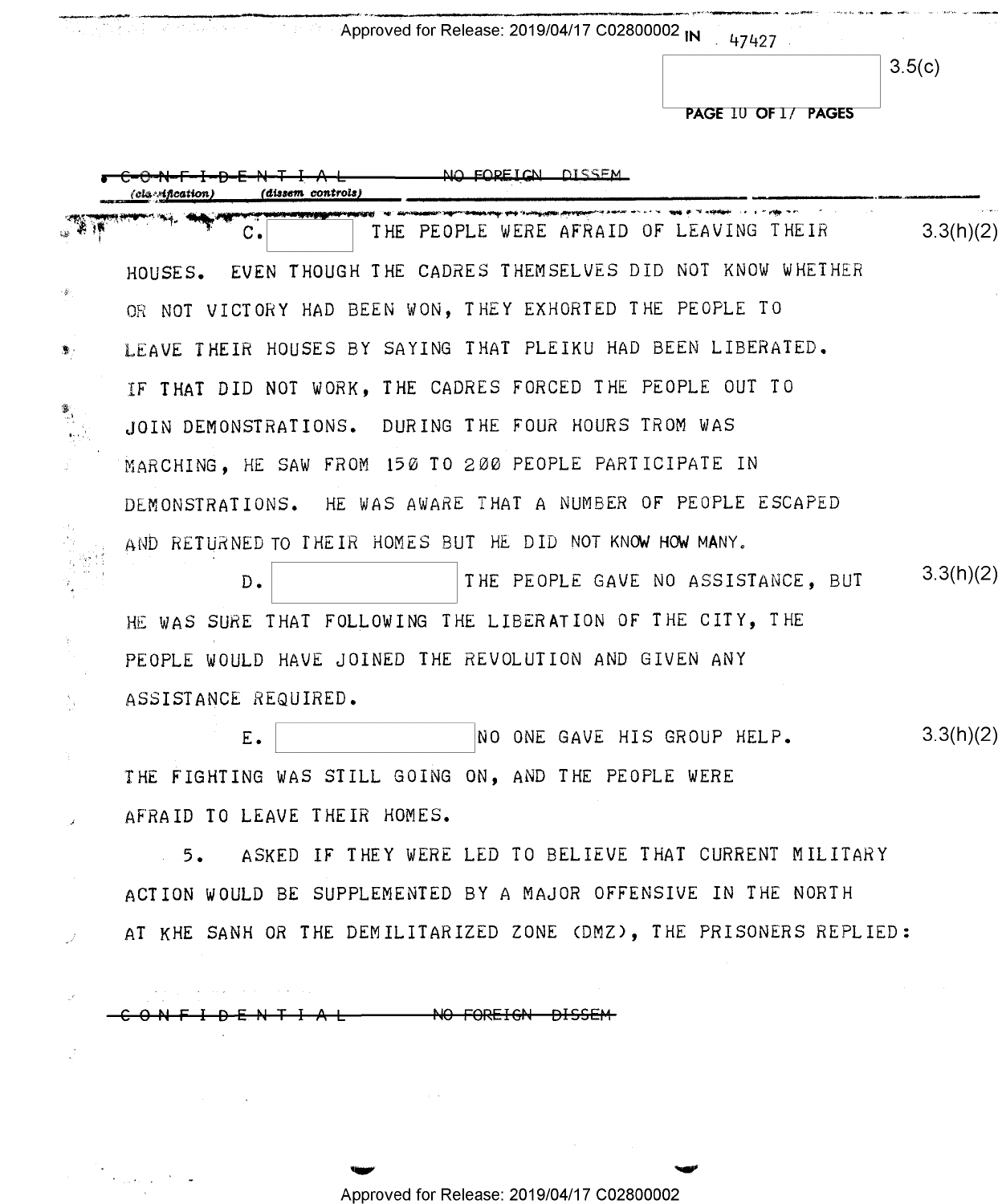C. [ ] THE PEOPLE WERE AFRAID OF LEAVING THEIR HOUSES. EVEN THOUGH THE CADRES THEMSELVES DID NOT KNOW WHETHER OR NOT VICTORY HAD BEEN WON, THEY EXHORTED THE PEOPLE TO LEAVE THEIR HOUSES BY SAYING THAT PLEIKU HAD BEEN LIBERATED. IF THAT DID NOT WORK, THE CADRES FORCED THE PEOPLE OUT TO JOIN DEMONSTRATIONS. DURING THE FOUR HOURS TROM WAS MARCHING, HE SAW FROM 150 TO 200 PEOPLE PARTICIPATE IN DEMONSTRATIONS. HE WAS AWARE THAT A NUMBER OF PEOPLE ESCAPED AND RETURNED TO THEIR HOMES BUT HE DID NOT KNOW HOW MANY.

D. [ ] THE PEOPLE GAVE NO ASSISTANCE, BUT HE WAS SURE THAT FOLLOWING THE LIBERATION OF THE CITY, THE PEOPLE WOULD HAVE JOINED THE REVOLUTION AND GIVEN ANY ASSISTANCE REQUIRED.

E. [ ] NO ONE GAVE HIS GROUP HELP. THE FIGHTING WAS STILL GOING ON, AND THE PEOPLE WERE AFRAID TO LEAVE THEIR HOMES.

5. ASKED IF THEY WERE LED TO BELIEVE THAT CURRENT MILITARY ACTION WOULD BE SUPPLEMENTED BY A MAJOR OFFENSIVE IN THE NORTH AT KHE SANH OR THE DEMILITARIZED ZONE (DMZ), THE PRISONERS REPLIED: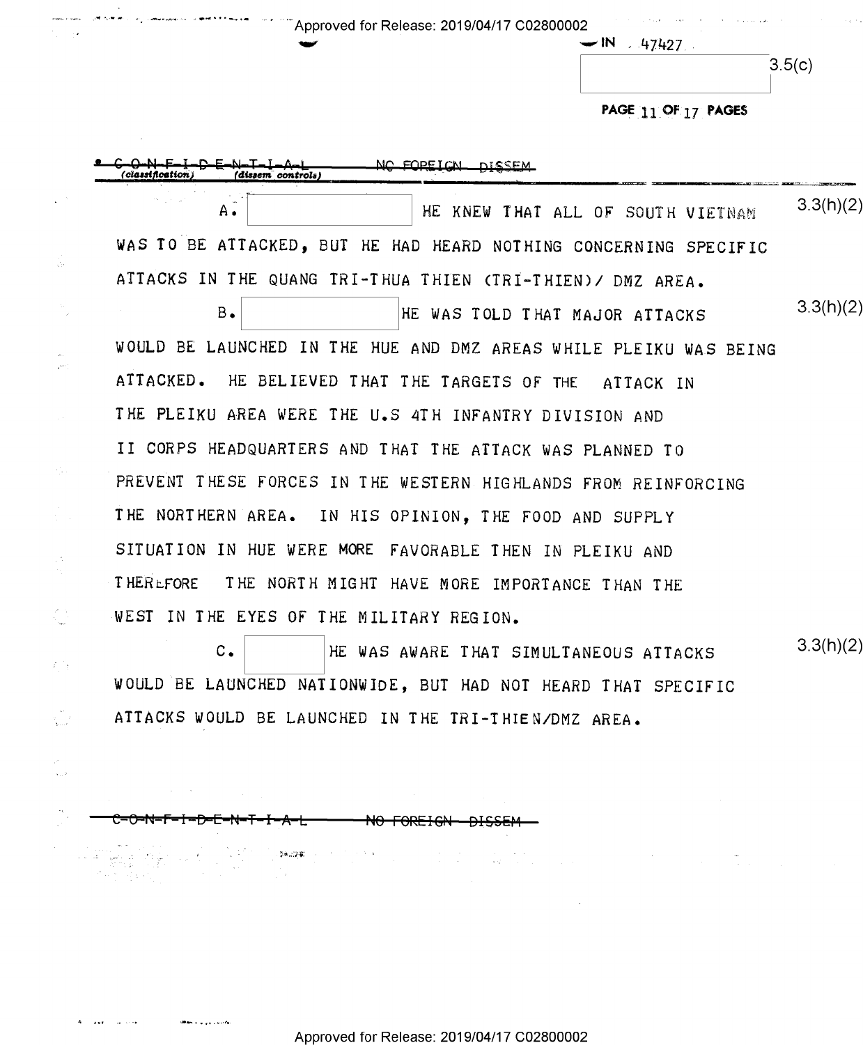~~C-O-N-F-I-D-E-N-T-I-A-L~~ (classification) (dissem controls) ~~NO FOREIGN DISSEM~~

A. [redacted] HE KNEW THAT ALL OF SOUTH VIETNAM WAS TO BE ATTACKED, BUT HE HAD HEARD NOTHING CONCERNING SPECIFIC ATTACKS IN THE QUANG TRI-THUA THIEN (TRI-THIEN)/ DMZ AREA. 3.3(h)(2)

B. [redacted] HE WAS TOLD THAT MAJOR ATTACKS WOULD BE LAUNCHED IN THE HUE AND DMZ AREAS WHILE PLEIKU WAS BEING ATTACKED. HE BELIEVED THAT THE TARGETS OF THE ATTACK IN THE PLEIKU AREA WERE THE U.S 4TH INFANTRY DIVISION AND II CORPS HEADQUARTERS AND THAT THE ATTACK WAS PLANNED TO PREVENT THESE FORCES IN THE WESTERN HIGHLANDS FROM REINFORCING THE NORTHERN AREA. IN HIS OPINION, THE FOOD AND SUPPLY SITUATION IN HUE WERE MORE FAVORABLE THEN IN PLEIKU AND THEREFORE THE NORTH MIGHT HAVE MORE IMPORTANCE THAN THE WEST IN THE EYES OF THE MILITARY REGION. 3.3(h)(2)

C. [redacted] HE WAS AWARE THAT SIMULTANEOUS ATTACKS WOULD BE LAUNCHED NATIONWIDE, BUT HAD NOT HEARD THAT SPECIFIC ATTACKS WOULD BE LAUNCHED IN THE TRI-THIEN/DMZ AREA. 3.3(h)(2)

~~C-O-N-F-I-D-E-N-T-I-A-L~~ ~~NO FOREIGN DISSEM~~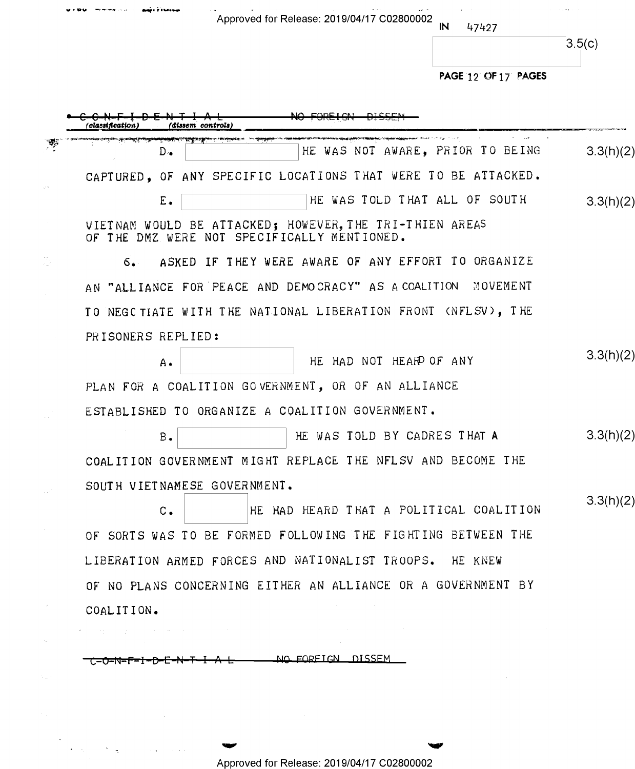IN 47427

3.5(c)

~~C-O-N-F-I-D-E-N-T-I-A-L~~ ~~NO FOREIGN DISSEM~~
(classification) (dissem controls)

D. [ ] HE WAS NOT AWARE, PRIOR TO BEING CAPTURED, OF ANY SPECIFIC LOCATIONS THAT WERE TO BE ATTACKED. 3.3(h)(2)

E. [ ] HE WAS TOLD THAT ALL OF SOUTH VIETNAM WOULD BE ATTACKED; HOWEVER, THE TRI-THIEN AREAS OF THE DMZ WERE NOT SPECIFICALLY MENTIONED. 3.3(h)(2)

6. ASKED IF THEY WERE AWARE OF ANY EFFORT TO ORGANIZE AN "ALLIANCE FOR PEACE AND DEMOCRACY" AS A COALITION MOVEMENT TO NEGOTIATE WITH THE NATIONAL LIBERATION FRONT (NFLSV), THE PRISONERS REPLIED:

A. [ ] HE HAD NOT HEARD OF ANY PLAN FOR A COALITION GOVERNMENT, OR OF AN ALLIANCE ESTABLISHED TO ORGANIZE A COALITION GOVERNMENT. 3.3(h)(2)

B. [ ] HE WAS TOLD BY CADRES THAT A COALITION GOVERNMENT MIGHT REPLACE THE NFLSV AND BECOME THE SOUTH VIETNAMESE GOVERNMENT. 3.3(h)(2)

C. [ ] HE HAD HEARD THAT A POLITICAL COALITION OF SORTS WAS TO BE FORMED FOLLOWING THE FIGHTING BETWEEN THE LIBERATION ARMED FORCES AND NATIONALIST TROOPS. HE KNEW OF NO PLANS CONCERNING EITHER AN ALLIANCE OR A GOVERNMENT BY COALITION. 3.3(h)(2)

~~C-O-N-F-I-D-E-N-T-I-A-L~~ ~~NO FOREIGN DISSEM~~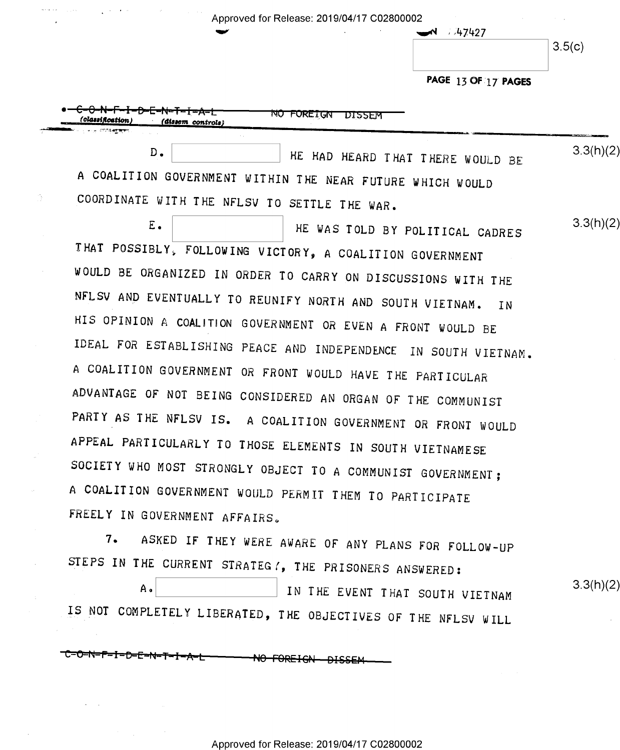D. HE HAD HEARD THAT THERE WOULD BE A COALITION GOVERNMENT WITHIN THE NEAR FUTURE WHICH WOULD COORDINATE WITH THE NFLSV TO SETTLE THE WAR.

E. HE WAS TOLD BY POLITICAL CADRES THAT POSSIBLY, FOLLOWING VICTORY, A COALITION GOVERNMENT WOULD BE ORGANIZED IN ORDER TO CARRY ON DISCUSSIONS WITH THE NFLSV AND EVENTUALLY TO REUNIFY NORTH AND SOUTH VIETNAM. IN HIS OPINION A COALITION GOVERNMENT OR EVEN A FRONT WOULD BE IDEAL FOR ESTABLISHING PEACE AND INDEPENDENCE IN SOUTH VIETNAM. A COALITION GOVERNMENT OR FRONT WOULD HAVE THE PARTICULAR ADVANTAGE OF NOT BEING CONSIDERED AN ORGAN OF THE COMMUNIST PARTY AS THE NFLSV IS. A COALITION GOVERNMENT OR FRONT WOULD APPEAL PARTICULARLY TO THOSE ELEMENTS IN SOUTH VIETNAMESE SOCIETY WHO MOST STRONGLY OBJECT TO A COMMUNIST GOVERNMENT; A COALITION GOVERNMENT WOULD PERMIT THEM TO PARTICIPATE FREELY IN GOVERNMENT AFFAIRS.

7. ASKED IF THEY WERE AWARE OF ANY PLANS FOR FOLLOW-UP STEPS IN THE CURRENT STRATEGY, THE PRISONERS ANSWERED:

A. IN THE EVENT THAT SOUTH VIETNAM IS NOT COMPLETELY LIBERATED, THE OBJECTIVES OF THE NFLSV WILL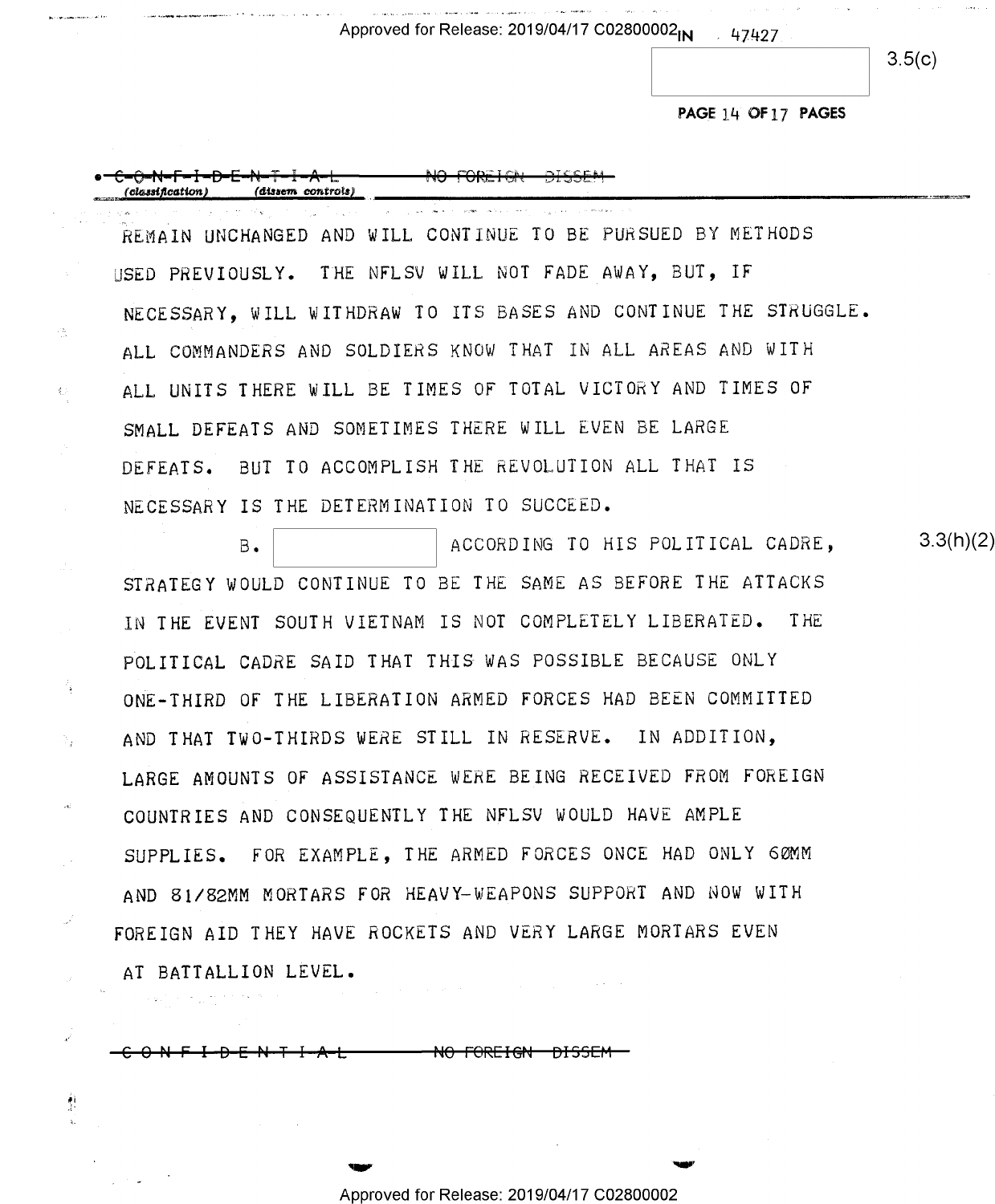~~CONFIDENTIAL~~ ~~NO FOREIGN DISSEM~~

(classification) (dissem controls)

REMAIN UNCHANGED AND WILL CONTINUE TO BE PURSUED BY METHODS USED PREVIOUSLY. THE NFLSV WILL NOT FADE AWAY, BUT, IF NECESSARY, WILL WITHDRAW TO ITS BASES AND CONTINUE THE STRUGGLE. ALL COMMANDERS AND SOLDIERS KNOW THAT IN ALL AREAS AND WITH ALL UNITS THERE WILL BE TIMES OF TOTAL VICTORY AND TIMES OF SMALL DEFEATS AND SOMETIMES THERE WILL EVEN BE LARGE DEFEATS. BUT TO ACCOMPLISH THE REVOLUTION ALL THAT IS NECESSARY IS THE DETERMINATION TO SUCCEED.

B. [redacted] ACCORDING TO HIS POLITICAL CADRE, STRATEGY WOULD CONTINUE TO BE THE SAME AS BEFORE THE ATTACKS IN THE EVENT SOUTH VIETNAM IS NOT COMPLETELY LIBERATED. THE POLITICAL CADRE SAID THAT THIS WAS POSSIBLE BECAUSE ONLY ONE-THIRD OF THE LIBERATION ARMED FORCES HAD BEEN COMMITTED AND THAT TWO-THIRDS WERE STILL IN RESERVE. IN ADDITION, LARGE AMOUNTS OF ASSISTANCE WERE BEING RECEIVED FROM FOREIGN COUNTRIES AND CONSEQUENTLY THE NFLSV WOULD HAVE AMPLE SUPPLIES. FOR EXAMPLE, THE ARMED FORCES ONCE HAD ONLY 60MM AND 81/82MM MORTARS FOR HEAVY-WEAPONS SUPPORT AND NOW WITH FOREIGN AID THEY HAVE ROCKETS AND VERY LARGE MORTARS EVEN AT BATTALION LEVEL.

3.3(h)(2)

~~CONFIDENTIAL~~ ~~NO FOREIGN DISSEM~~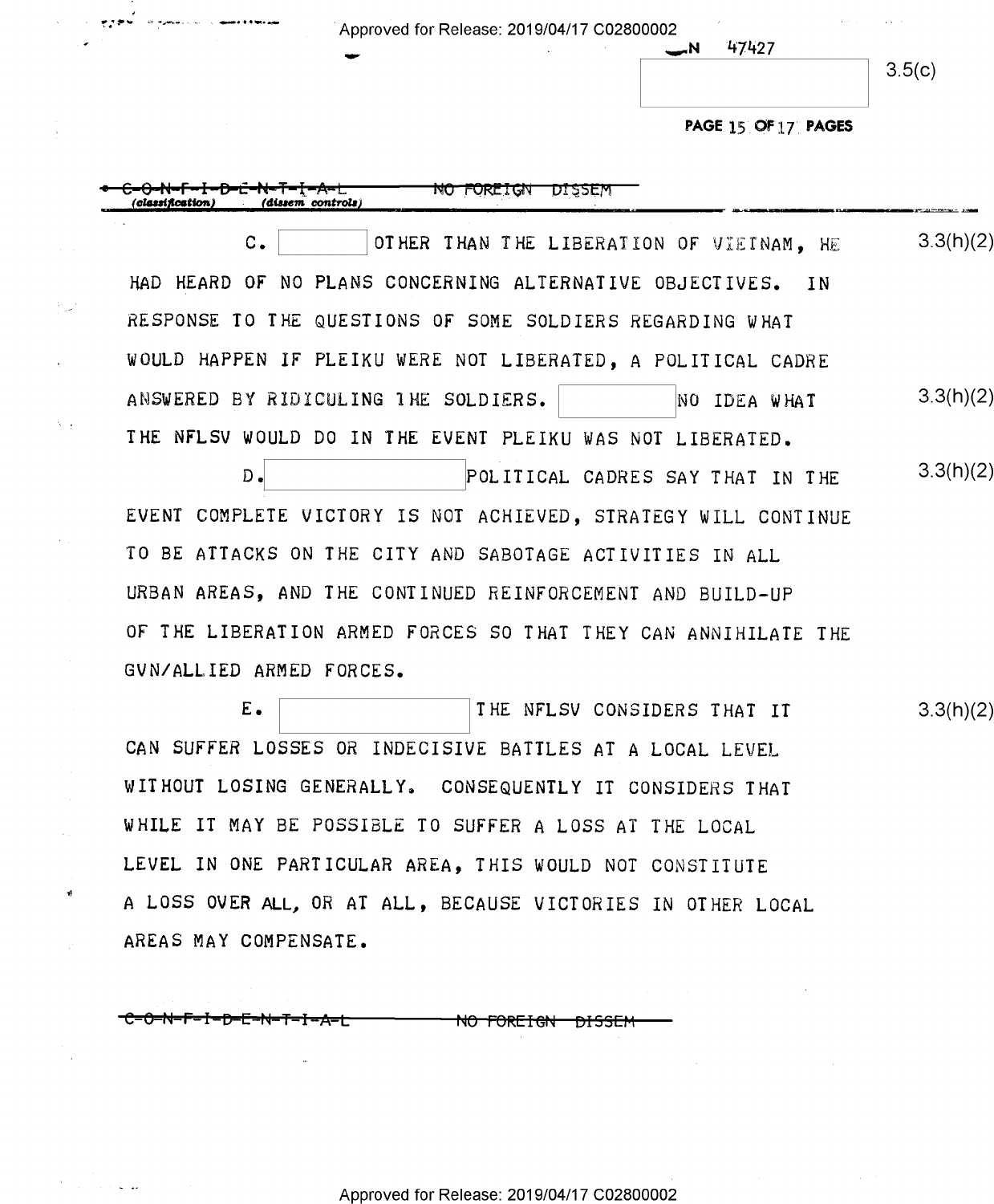C-O-N-F-I-D-E-N-T-I-A-L NO FOREIGN DISSEM

C. OTHER THAN THE LIBERATION OF VIETNAM, HE HAD HEARD OF NO PLANS CONCERNING ALTERNATIVE OBJECTIVES. IN RESPONSE TO THE QUESTIONS OF SOME SOLDIERS REGARDING WHAT WOULD HAPPEN IF PLEIKU WERE NOT LIBERATED, A POLITICAL CADRE ANSWERED BY RIDICULING THE SOLDIERS. NO IDEA WHAT THE NFLSV WOULD DO IN THE EVENT PLEIKU WAS NOT LIBERATED.

D. POLITICAL CADRES SAY THAT IN THE EVENT COMPLETE VICTORY IS NOT ACHIEVED, STRATEGY WILL CONTINUE TO BE ATTACKS ON THE CITY AND SABOTAGE ACTIVITIES IN ALL URBAN AREAS, AND THE CONTINUED REINFORCEMENT AND BUILD-UP OF THE LIBERATION ARMED FORCES SO THAT THEY CAN ANNIHILATE THE GVN/ALLIED ARMED FORCES.

E. THE NFLSV CONSIDERS THAT IT CAN SUFFER LOSSES OR INDECISIVE BATTLES AT A LOCAL LEVEL WITHOUT LOSING GENERALLY. CONSEQUENTLY IT CONSIDERS THAT WHILE IT MAY BE POSSIBLE TO SUFFER A LOSS AT THE LOCAL LEVEL IN ONE PARTICULAR AREA, THIS WOULD NOT CONSTITUTE A LOSS OVER ALL, OR AT ALL, BECAUSE VICTORIES IN OTHER LOCAL AREAS MAY COMPENSATE.

C-O-N-F-I-D-E-N-T-I-A-L NO FOREIGN DISSEM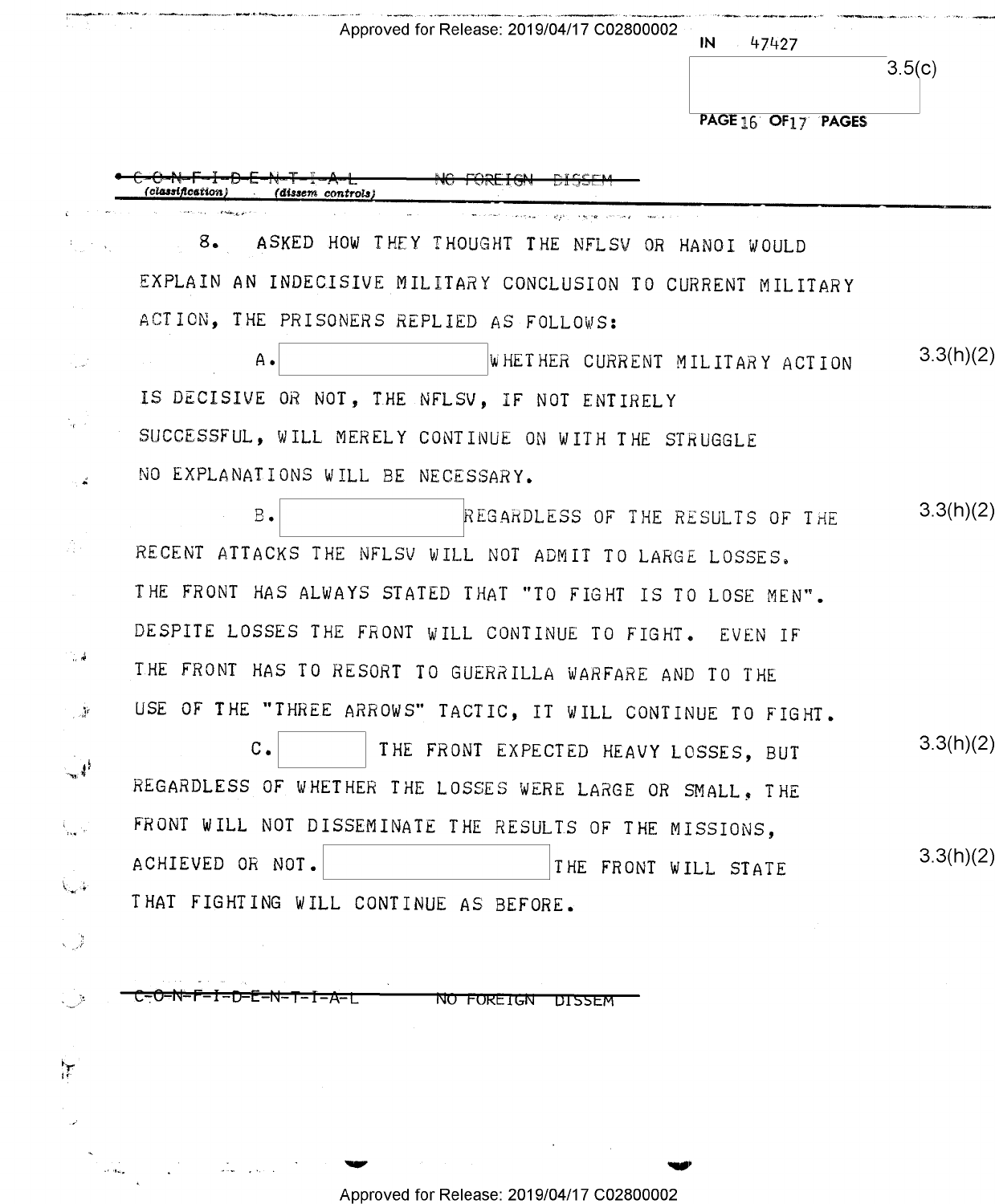IN 47427

3.5(c)

C-O-N-F-I-D-E-N-T-I-A-L NO FOREIGN DISSEM
(classification) (dissem controls)

8. ASKED HOW THEY THOUGHT THE NFLSV OR HANOI WOULD EXPLAIN AN INDECISIVE MILITARY CONCLUSION TO CURRENT MILITARY ACTION, THE PRISONERS REPLIED AS FOLLOWS:

A. [redacted] WHETHER CURRENT MILITARY ACTION IS DECISIVE OR NOT, THE NFLSV, IF NOT ENTIRELY SUCCESSFUL, WILL MERELY CONTINUE ON WITH THE STRUGGLE NO EXPLANATIONS WILL BE NECESSARY. 3.3(h)(2)

B. [redacted] REGARDLESS OF THE RESULTS OF THE RECENT ATTACKS THE NFLSV WILL NOT ADMIT TO LARGE LOSSES. THE FRONT HAS ALWAYS STATED THAT "TO FIGHT IS TO LOSE MEN". DESPITE LOSSES THE FRONT WILL CONTINUE TO FIGHT. EVEN IF THE FRONT HAS TO RESORT TO GUERRILLA WARFARE AND TO THE USE OF THE "THREE ARROWS" TACTIC, IT WILL CONTINUE TO FIGHT. 3.3(h)(2)

C. [redacted] THE FRONT EXPECTED HEAVY LOSSES, BUT REGARDLESS OF WHETHER THE LOSSES WERE LARGE OR SMALL, THE FRONT WILL NOT DISSEMINATE THE RESULTS OF THE MISSIONS, ACHIEVED OR NOT. [redacted] THE FRONT WILL STATE THAT FIGHTING WILL CONTINUE AS BEFORE. 3.3(h)(2) 3.3(h)(2)

C-O-N-F-I-D-E-N-T-I-A-L NO FOREIGN DISSEM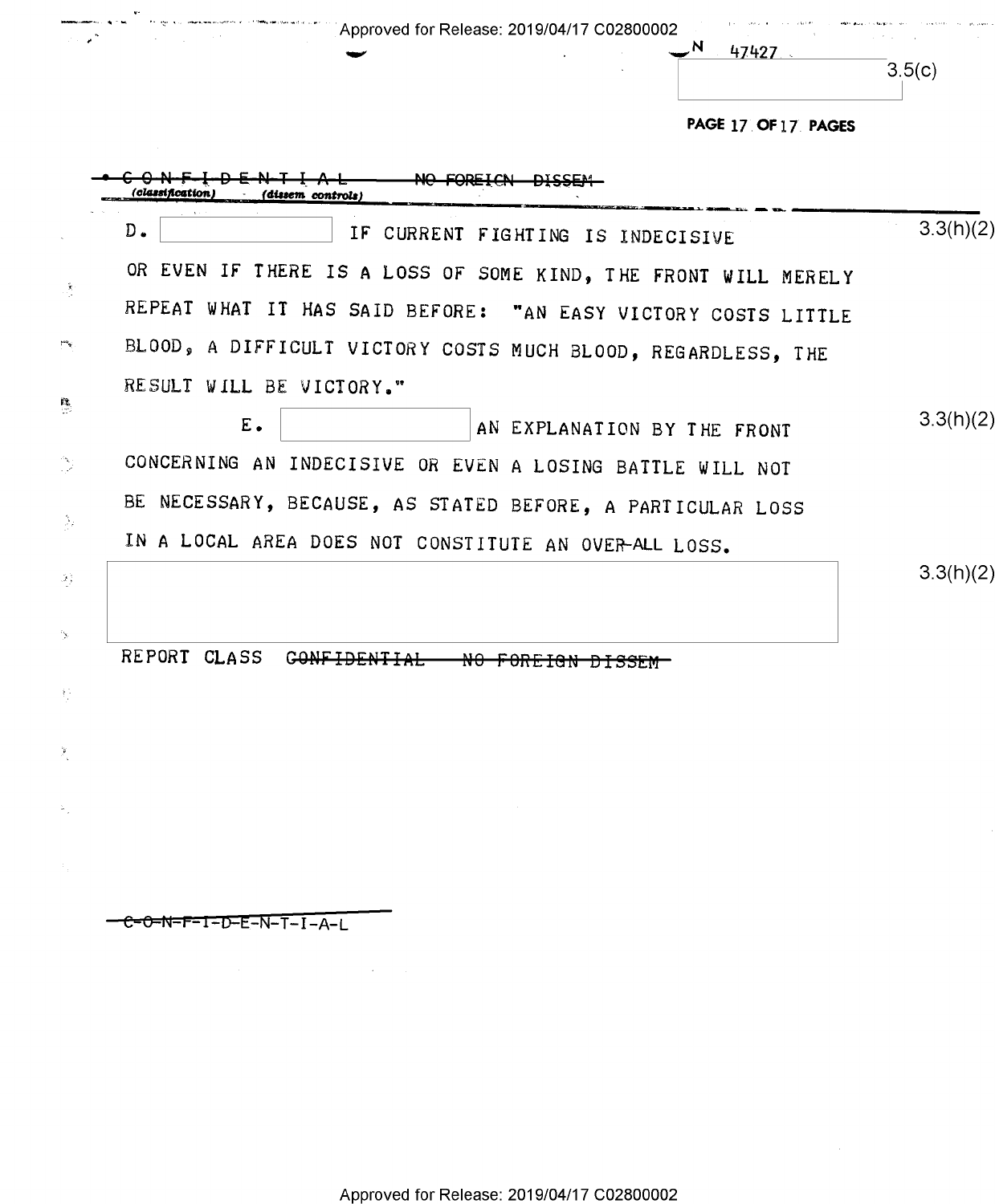~~C-O-N-F-I-D-E-N-T-I-A-L~~ ~~NO FOREIGN DISSEM~~
(classification) (dissem controls)

D. [ ] IF CURRENT FIGHTING IS INDECISIVE OR EVEN IF THERE IS A LOSS OF SOME KIND, THE FRONT WILL MERELY REPEAT WHAT IT HAS SAID BEFORE: "AN EASY VICTORY COSTS LITTLE BLOOD, A DIFFICULT VICTORY COSTS MUCH BLOOD, REGARDLESS, THE RESULT WILL BE VICTORY."

3.3(h)(2)

E. [ ] AN EXPLANATION BY THE FRONT CONCERNING AN INDECISIVE OR EVEN A LOSING BATTLE WILL NOT BE NECESSARY, BECAUSE, AS STATED BEFORE, A PARTICULAR LOSS IN A LOCAL AREA DOES NOT CONSTITUTE AN OVER-ALL LOSS.

3.3(h)(2)

[ ]

3.3(h)(2)

REPORT CLASS ~~CONFIDENTIAL~~ ~~NO FOREIGN DISSEM~~

~~C-O-N-F-I-D-E-N-T-I-A-L~~